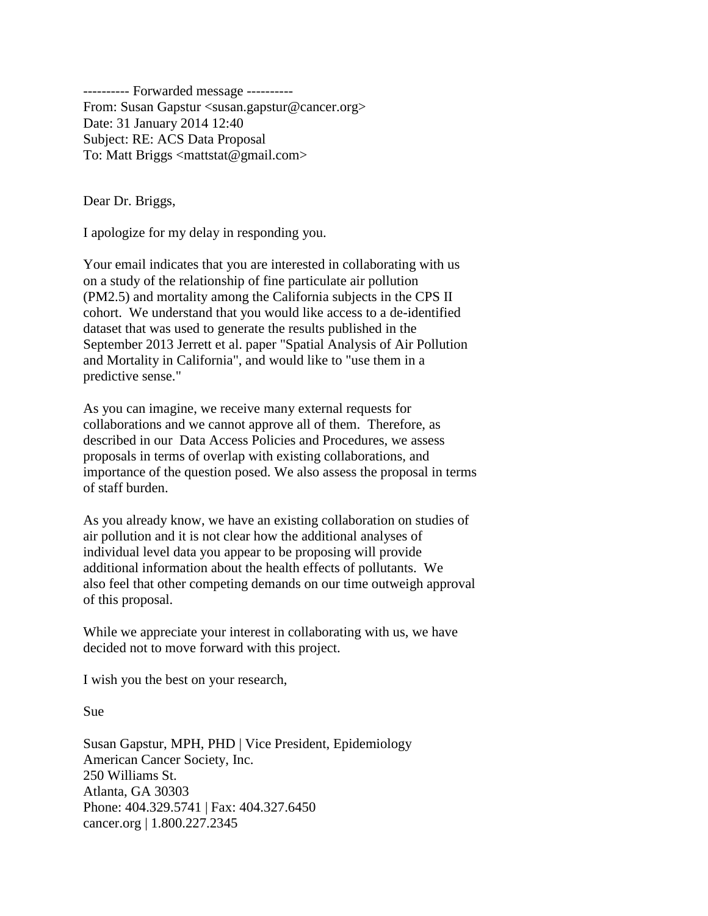---------- Forwarded message ----------
From: Susan Gapstur <susan.gapstur@cancer.org>
Date: 31 January 2014 12:40
Subject: RE: ACS Data Proposal
To: Matt Briggs <mattstat@gmail.com>

Dear Dr. Briggs,

I apologize for my delay in responding you.

Your email indicates that you are interested in collaborating with us on a study of the relationship of fine particulate air pollution (PM2.5) and mortality among the California subjects in the CPS II cohort. We understand that you would like access to a de-identified dataset that was used to generate the results published in the September 2013 Jerrett et al. paper "Spatial Analysis of Air Pollution and Mortality in California", and would like to "use them in a predictive sense."

As you can imagine, we receive many external requests for collaborations and we cannot approve all of them. Therefore, as described in our Data Access Policies and Procedures, we assess proposals in terms of overlap with existing collaborations, and importance of the question posed. We also assess the proposal in terms of staff burden.

As you already know, we have an existing collaboration on studies of air pollution and it is not clear how the additional analyses of individual level data you appear to be proposing will provide additional information about the health effects of pollutants. We also feel that other competing demands on our time outweigh approval of this proposal.

While we appreciate your interest in collaborating with us, we have decided not to move forward with this project.

I wish you the best on your research,

Sue

Susan Gapstur, MPH, PHD | Vice President, Epidemiology
American Cancer Society, Inc.
250 Williams St.
Atlanta, GA 30303
Phone: 404.329.5741 | Fax: 404.327.6450
cancer.org | 1.800.227.2345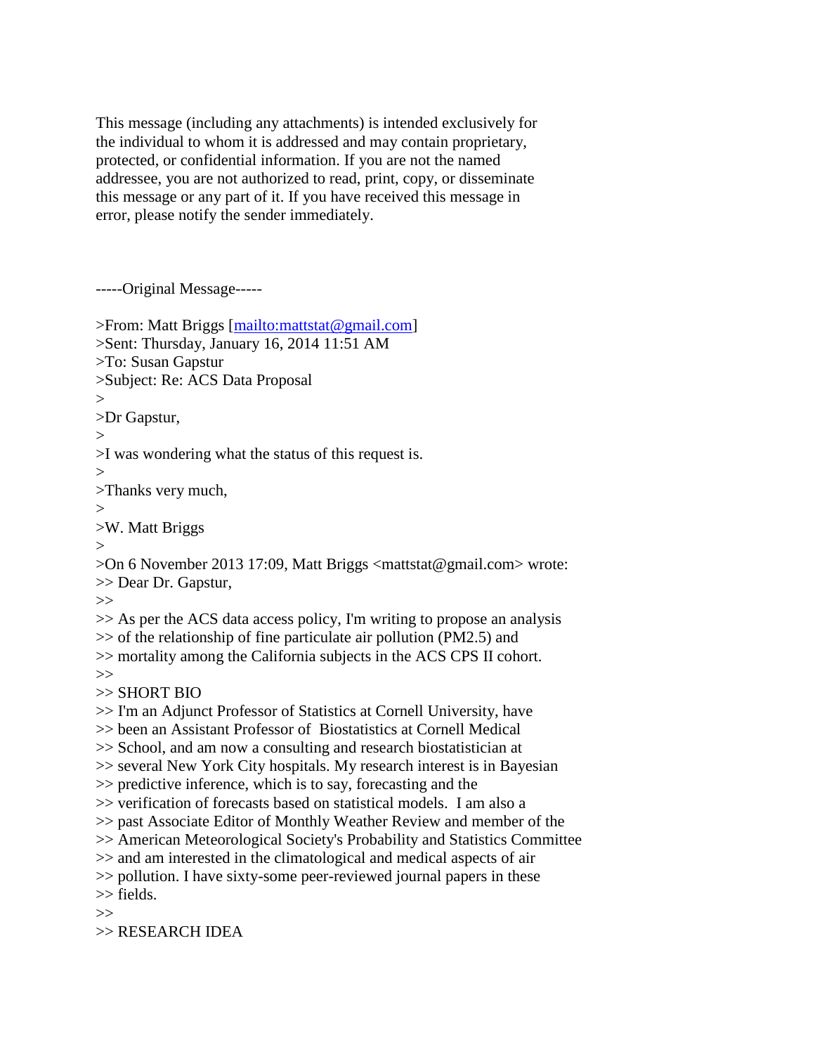This message (including any attachments) is intended exclusively for the individual to whom it is addressed and may contain proprietary, protected, or confidential information. If you are not the named addressee, you are not authorized to read, print, copy, or disseminate this message or any part of it. If you have received this message in error, please notify the sender immediately.

-----Original Message-----

>From: Matt Briggs [mailto:mattstat@gmail.com]
>Sent: Thursday, January 16, 2014 11:51 AM
>To: Susan Gapstur
>Subject: Re: ACS Data Proposal
>
>Dr Gapstur,
>
>I was wondering what the status of this request is.
>
>Thanks very much,
>
>W. Matt Briggs
>
>On 6 November 2013 17:09, Matt Briggs <mattstat@gmail.com> wrote:
>> Dear Dr. Gapstur,
>>
>> As per the ACS data access policy, I'm writing to propose an analysis
>> of the relationship of fine particulate air pollution (PM2.5) and
>> mortality among the California subjects in the ACS CPS II cohort.
>>
>> SHORT BIO
>> I'm an Adjunct Professor of Statistics at Cornell University, have
>> been an Assistant Professor of Biostatistics at Cornell Medical
>> School, and am now a consulting and research biostatistician at
>> several New York City hospitals. My research interest is in Bayesian
>> predictive inference, which is to say, forecasting and the
>> verification of forecasts based on statistical models. I am also a
>> past Associate Editor of Monthly Weather Review and member of the
>> American Meteorological Society's Probability and Statistics Committee
>> and am interested in the climatological and medical aspects of air
>> pollution. I have sixty-some peer-reviewed journal papers in these
>> fields.
>>
>> RESEARCH IDEA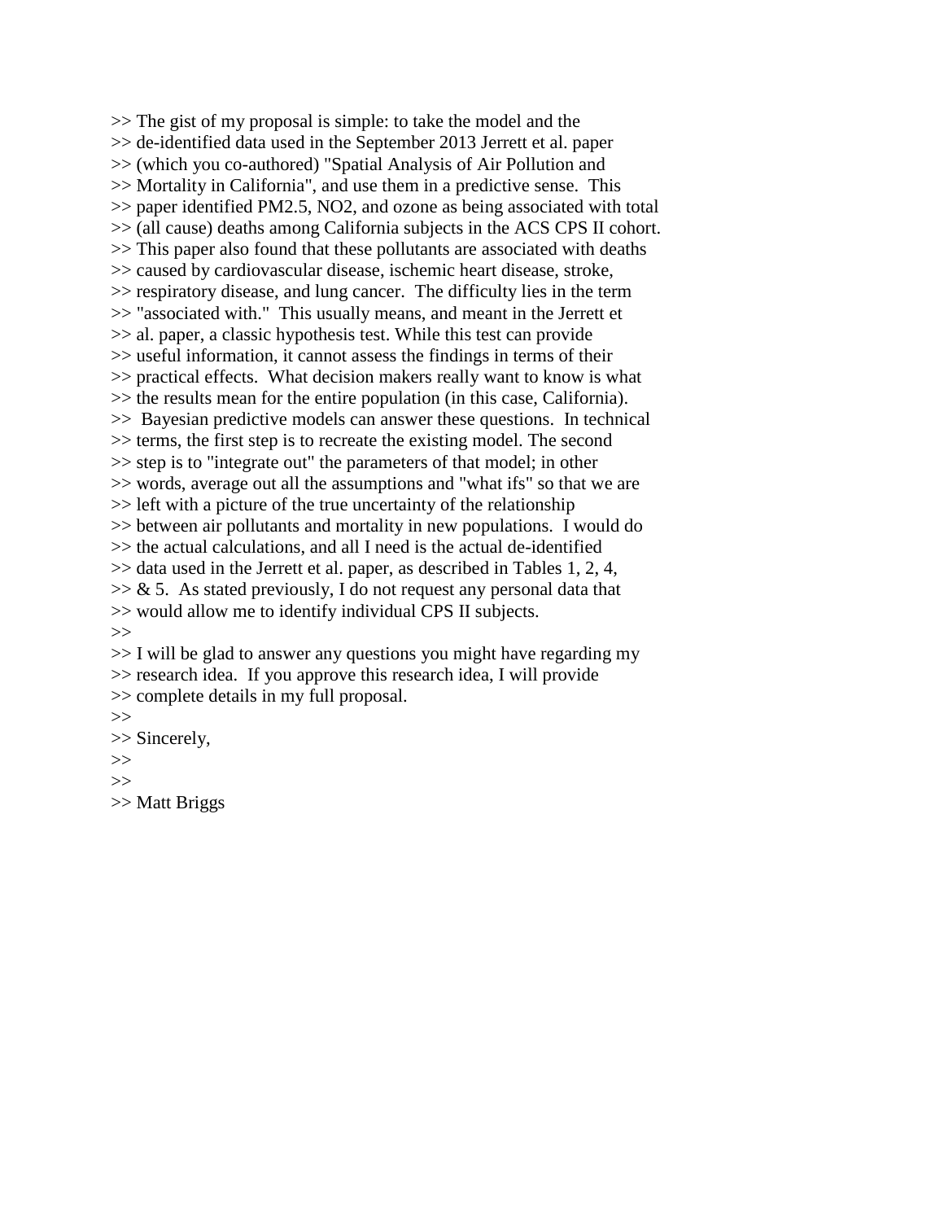>> The gist of my proposal is simple: to take the model and the
>> de-identified data used in the September 2013 Jerrett et al. paper
>> (which you co-authored) "Spatial Analysis of Air Pollution and
>> Mortality in California", and use them in a predictive sense.  This
>> paper identified PM2.5, NO2, and ozone as being associated with total
>> (all cause) deaths among California subjects in the ACS CPS II cohort.
>> This paper also found that these pollutants are associated with deaths
>> caused by cardiovascular disease, ischemic heart disease, stroke,
>> respiratory disease, and lung cancer.  The difficulty lies in the term
>> "associated with."  This usually means, and meant in the Jerrett et
>> al. paper, a classic hypothesis test. While this test can provide
>> useful information, it cannot assess the findings in terms of their
>> practical effects.  What decision makers really want to know is what
>> the results mean for the entire population (in this case, California).
>>  Bayesian predictive models can answer these questions.  In technical
>> terms, the first step is to recreate the existing model. The second
>> step is to "integrate out" the parameters of that model; in other
>> words, average out all the assumptions and "what ifs" so that we are
>> left with a picture of the true uncertainty of the relationship
>> between air pollutants and mortality in new populations.  I would do
>> the actual calculations, and all I need is the actual de-identified
>> data used in the Jerrett et al. paper, as described in Tables 1, 2, 4,
>> & 5.  As stated previously, I do not request any personal data that
>> would allow me to identify individual CPS II subjects.
>>
>> I will be glad to answer any questions you might have regarding my
>> research idea.  If you approve this research idea, I will provide
>> complete details in my full proposal.
>>
>> Sincerely,
>>
>>
>> Matt Briggs